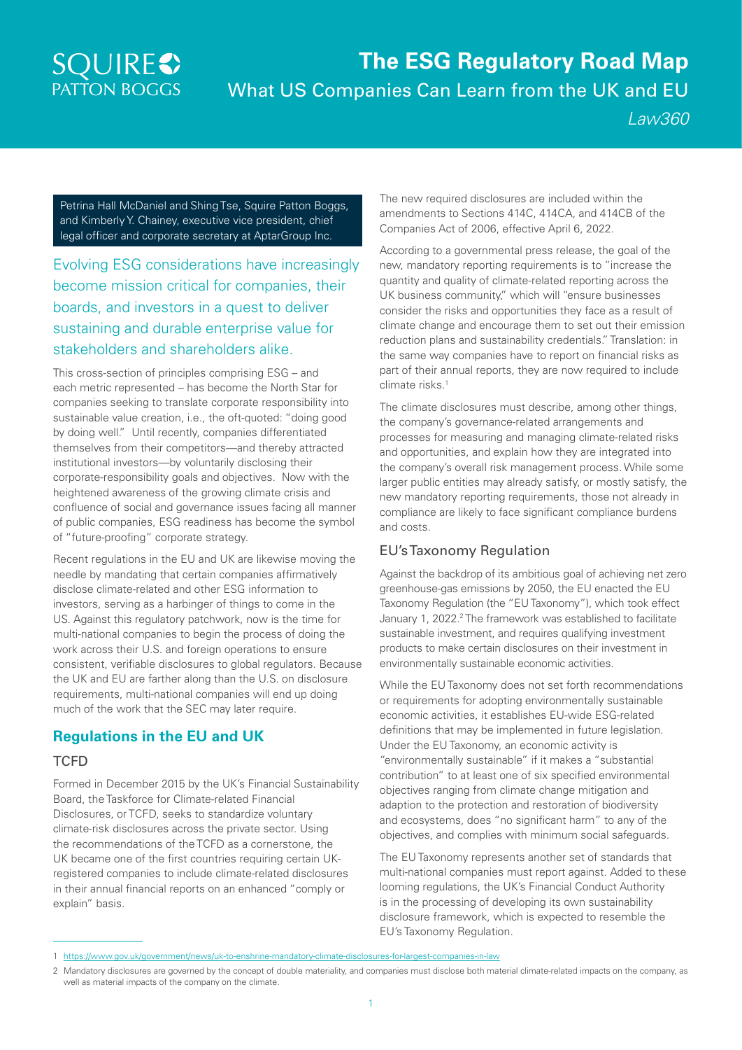# The ESG Regulatory Road Map

## What US Companies Can Learn from the UK and EU

*Law360*

Petrina Hall McDaniel and Shing Tse, Squire Patton Boggs, and Kimberly Y. Chainey, executive vice president, chief legal officer and corporate secretary at AptarGroup Inc.

Evolving ESG considerations have increasingly become mission critical for companies, their boards, and investors in a quest to deliver sustaining and durable enterprise value for stakeholders and shareholders alike.

This cross-section of principles comprising ESG – and each metric represented – has become the North Star for companies seeking to translate corporate responsibility into sustainable value creation, i.e., the oft-quoted: "doing good by doing well." Until recently, companies differentiated themselves from their competitors—and thereby attracted institutional investors—by voluntarily disclosing their corporate-responsibility goals and objectives. Now with the heightened awareness of the growing climate crisis and confluence of social and governance issues facing all manner of public companies, ESG readiness has become the symbol of "future-proofing" corporate strategy.

Recent regulations in the EU and UK are likewise moving the needle by mandating that certain companies affirmatively disclose climate-related and other ESG information to investors, serving as a harbinger of things to come in the US. Against this regulatory patchwork, now is the time for multi-national companies to begin the process of doing the work across their U.S. and foreign operations to ensure consistent, verifiable disclosures to global regulators. Because the UK and EU are farther along than the U.S. on disclosure requirements, multi-national companies will end up doing much of the work that the SEC may later require.

## Regulations in the EU and UK

### TCFD

Formed in December 2015 by the UK's Financial Sustainability Board, the Taskforce for Climate-related Financial Disclosures, or TCFD, seeks to standardize voluntary climate-risk disclosures across the private sector. Using the recommendations of the TCFD as a cornerstone, the UK became one of the first countries requiring certain UK-registered companies to include climate-related disclosures in their annual financial reports on an enhanced "comply or explain" basis.

The new required disclosures are included within the amendments to Sections 414C, 414CA, and 414CB of the Companies Act of 2006, effective April 6, 2022.

According to a governmental press release, the goal of the new, mandatory reporting requirements is to "increase the quantity and quality of climate-related reporting across the UK business community," which will "ensure businesses consider the risks and opportunities they face as a result of climate change and encourage them to set out their emission reduction plans and sustainability credentials." Translation: in the same way companies have to report on financial risks as part of their annual reports, they are now required to include climate risks.[1]

The climate disclosures must describe, among other things, the company's governance-related arrangements and processes for measuring and managing climate-related risks and opportunities, and explain how they are integrated into the company's overall risk management process. While some larger public entities may already satisfy, or mostly satisfy, the new mandatory reporting requirements, those not already in compliance are likely to face significant compliance burdens and costs.

### EU's Taxonomy Regulation

Against the backdrop of its ambitious goal of achieving net zero greenhouse-gas emissions by 2050, the EU enacted the EU Taxonomy Regulation (the "EU Taxonomy"), which took effect January 1, 2022.[2] The framework was established to facilitate sustainable investment, and requires qualifying investment products to make certain disclosures on their investment in environmentally sustainable economic activities.

While the EU Taxonomy does not set forth recommendations or requirements for adopting environmentally sustainable economic activities, it establishes EU-wide ESG-related definitions that may be implemented in future legislation. Under the EU Taxonomy, an economic activity is "environmentally sustainable" if it makes a "substantial contribution" to at least one of six specified environmental objectives ranging from climate change mitigation and adaption to the protection and restoration of biodiversity and ecosystems, does "no significant harm" to any of the objectives, and complies with minimum social safeguards.

The EU Taxonomy represents another set of standards that multi-national companies must report against. Added to these looming regulations, the UK's Financial Conduct Authority is in the processing of developing its own sustainability disclosure framework, which is expected to resemble the EU's Taxonomy Regulation.

---

1 https://www.gov.uk/government/news/uk-to-enshrine-mandatory-climate-disclosures-for-largest-companies-in-law

2 Mandatory disclosures are governed by the concept of double materiality, and companies must disclose both material climate-related impacts on the company, as well as material impacts of the company on the climate.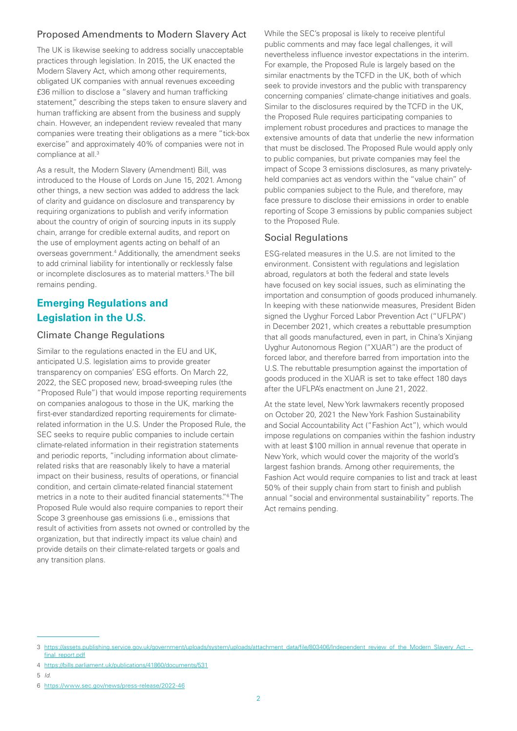### Proposed Amendments to Modern Slavery Act

The UK is likewise seeking to address socially unacceptable practices through legislation. In 2015, the UK enacted the Modern Slavery Act, which among other requirements, obligated UK companies with annual revenues exceeding £36 million to disclose a "slavery and human trafficking statement," describing the steps taken to ensure slavery and human trafficking are absent from the business and supply chain. However, an independent review revealed that many companies were treating their obligations as a mere "tick-box exercise" and approximately 40% of companies were not in compliance at all.[3]

As a result, the Modern Slavery (Amendment) Bill, was introduced to the House of Lords on June 15, 2021. Among other things, a new section was added to address the lack of clarity and guidance on disclosure and transparency by requiring organizations to publish and verify information about the country of origin of sourcing inputs in its supply chain, arrange for credible external audits, and report on the use of employment agents acting on behalf of an overseas government.[4] Additionally, the amendment seeks to add criminal liability for intentionally or recklessly false or incomplete disclosures as to material matters.[5] The bill remains pending.

## Emerging Regulations and Legislation in the U.S.

### Climate Change Regulations

Similar to the regulations enacted in the EU and UK, anticipated U.S. legislation aims to provide greater transparency on companies' ESG efforts. On March 22, 2022, the SEC proposed new, broad-sweeping rules (the "Proposed Rule") that would impose reporting requirements on companies analogous to those in the UK, marking the first-ever standardized reporting requirements for climate-related information in the U.S. Under the Proposed Rule, the SEC seeks to require public companies to include certain climate-related information in their registration statements and periodic reports, "including information about climate-related risks that are reasonably likely to have a material impact on their business, results of operations, or financial condition, and certain climate-related financial statement metrics in a note to their audited financial statements."[6] The Proposed Rule would also require companies to report their Scope 3 greenhouse gas emissions (i.e., emissions that result of activities from assets not owned or controlled by the organization, but that indirectly impact its value chain) and provide details on their climate-related targets or goals and any transition plans.

While the SEC's proposal is likely to receive plentiful public comments and may face legal challenges, it will nevertheless influence investor expectations in the interim. For example, the Proposed Rule is largely based on the similar enactments by the TCFD in the UK, both of which seek to provide investors and the public with transparency concerning companies' climate-change initiatives and goals. Similar to the disclosures required by the TCFD in the UK, the Proposed Rule requires participating companies to implement robust procedures and practices to manage the extensive amounts of data that underlie the new information that must be disclosed. The Proposed Rule would apply only to public companies, but private companies may feel the impact of Scope 3 emissions disclosures, as many privately-held companies act as vendors within the "value chain" of public companies subject to the Rule, and therefore, may face pressure to disclose their emissions in order to enable reporting of Scope 3 emissions by public companies subject to the Proposed Rule.

### Social Regulations

ESG-related measures in the U.S. are not limited to the environment. Consistent with regulations and legislation abroad, regulators at both the federal and state levels have focused on key social issues, such as eliminating the importation and consumption of goods produced inhumanely. In keeping with these nationwide measures, President Biden signed the Uyghur Forced Labor Prevention Act ("UFLPA") in December 2021, which creates a rebuttable presumption that all goods manufactured, even in part, in China's Xinjiang Uyghur Autonomous Region ("XUAR") are the product of forced labor, and therefore barred from importation into the U.S. The rebuttable presumption against the importation of goods produced in the XUAR is set to take effect 180 days after the UFLPA's enactment on June 21, 2022.

At the state level, New York lawmakers recently proposed on October 20, 2021 the New York Fashion Sustainability and Social Accountability Act ("Fashion Act"), which would impose regulations on companies within the fashion industry with at least $100 million in annual revenue that operate in New York, which would cover the majority of the world's largest fashion brands. Among other requirements, the Fashion Act would require companies to list and track at least 50% of their supply chain from start to finish and publish annual "social and environmental sustainability" reports. The Act remains pending.

---

3 https://assets.publishing.service.gov.uk/government/uploads/system/uploads/attachment_data/file/803406/Independent_review_of_the_Modern_Slavery_Act_-_final_report.pdf

4 https://bills.parliament.uk/publications/41860/documents/531

5 *Id.*

6 https://www.sec.gov/news/press-release/2022-46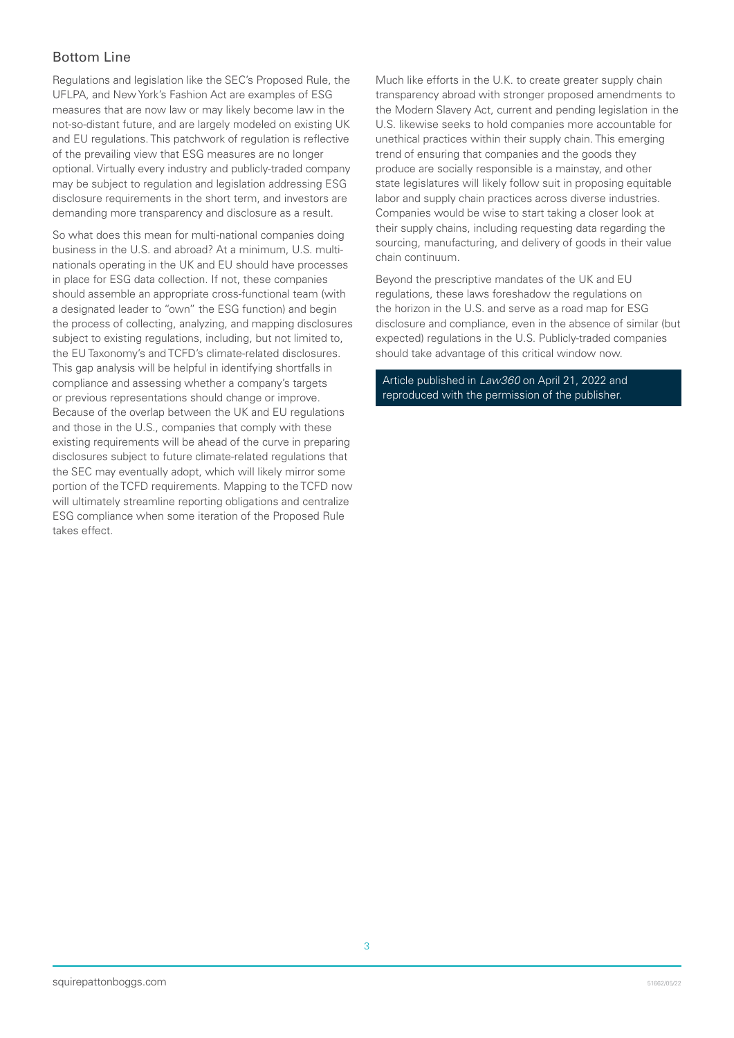## Bottom Line

Regulations and legislation like the SEC's Proposed Rule, the UFLPA, and New York's Fashion Act are examples of ESG measures that are now law or may likely become law in the not-so-distant future, and are largely modeled on existing UK and EU regulations. This patchwork of regulation is reflective of the prevailing view that ESG measures are no longer optional. Virtually every industry and publicly-traded company may be subject to regulation and legislation addressing ESG disclosure requirements in the short term, and investors are demanding more transparency and disclosure as a result.

So what does this mean for multi-national companies doing business in the U.S. and abroad? At a minimum, U.S. multi-nationals operating in the UK and EU should have processes in place for ESG data collection. If not, these companies should assemble an appropriate cross-functional team (with a designated leader to "own" the ESG function) and begin the process of collecting, analyzing, and mapping disclosures subject to existing regulations, including, but not limited to, the EU Taxonomy's and TCFD's climate-related disclosures. This gap analysis will be helpful in identifying shortfalls in compliance and assessing whether a company's targets or previous representations should change or improve. Because of the overlap between the UK and EU regulations and those in the U.S., companies that comply with these existing requirements will be ahead of the curve in preparing disclosures subject to future climate-related regulations that the SEC may eventually adopt, which will likely mirror some portion of the TCFD requirements. Mapping to the TCFD now will ultimately streamline reporting obligations and centralize ESG compliance when some iteration of the Proposed Rule takes effect.

Much like efforts in the U.K. to create greater supply chain transparency abroad with stronger proposed amendments to the Modern Slavery Act, current and pending legislation in the U.S. likewise seeks to hold companies more accountable for unethical practices within their supply chain. This emerging trend of ensuring that companies and the goods they produce are socially responsible is a mainstay, and other state legislatures will likely follow suit in proposing equitable labor and supply chain practices across diverse industries. Companies would be wise to start taking a closer look at their supply chains, including requesting data regarding the sourcing, manufacturing, and delivery of goods in their value chain continuum.

Beyond the prescriptive mandates of the UK and EU regulations, these laws foreshadow the regulations on the horizon in the U.S. and serve as a road map for ESG disclosure and compliance, even in the absence of similar (but expected) regulations in the U.S. Publicly-traded companies should take advantage of this critical window now.

Article published in *Law360* on April 21, 2022 and reproduced with the permission of the publisher.